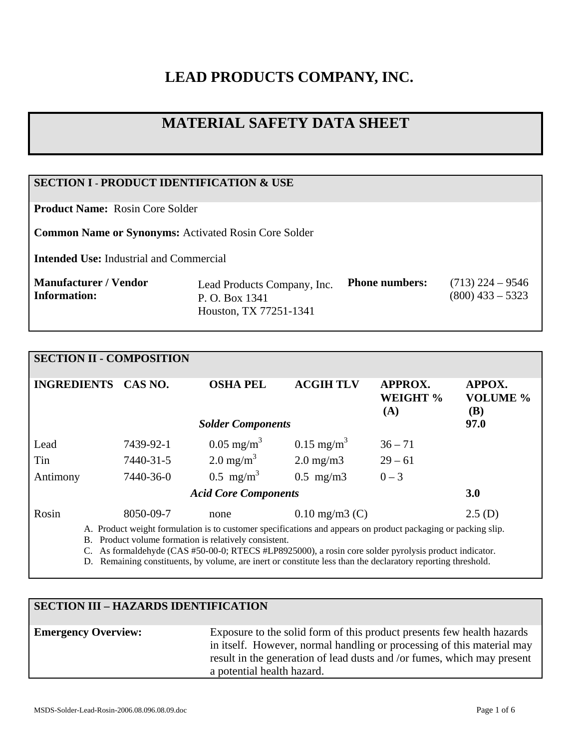# LEAD PRODUCTS COMPANY, INC.

# MATERIAL SAFETY DATA SHEET

## SECTION I - PRODUCT IDENTIFICATION & USE

**Product Name:** Rosin Core Solder

**Common Name or Synonyms:** Activated Rosin Core Solder

**Intended Use:** Industrial and Commercial

| **Manufacturer / Vendor Information:** | Lead Products Company, Inc.<br>P. O. Box 1341<br>Houston, TX 77251-1341 | **Phone numbers:** | (713) 224 – 9546<br>(800) 433 – 5323 |
|---|---|---|---|

## SECTION II - COMPOSITION

| INGREDIENTS | CAS NO. | OSHA PEL | ACGIH TLV | APPROX. WEIGHT % (A) | APPOX. VOLUME % (B) |
|---|---|---|---|---|---|
| | | ***Solder Components*** | | | **97.0** |
| Lead | 7439-92-1 | 0.05 mg/m$^3$ | 0.15 mg/m$^3$ | 36 – 71 | |
| Tin | 7440-31-5 | 2.0 mg/m$^3$ | 2.0 mg/m3 | 29 – 61 | |
| Antimony | 7440-36-0 | 0.5 mg/m$^3$ | 0.5 mg/m3 | 0 – 3 | |
| | | ***Acid Core Components*** | | | **3.0** |
| Rosin | 8050-09-7 | none | 0.10 mg/m3 (C) | | 2.5 (D) |

A. Product weight formulation is to customer specifications and appears on product packaging or packing slip.
B. Product volume formation is relatively consistent.
C. As formaldehyde (CAS #50-00-0; RTECS #LP8925000), a rosin core solder pyrolysis product indicator.
D. Remaining constituents, by volume, are inert or constitute less than the declaratory reporting threshold.

## SECTION III – HAZARDS IDENTIFICATION

**Emergency Overview:** Exposure to the solid form of this product presents few health hazards in itself. However, normal handling or processing of this material may result in the generation of lead dusts and /or fumes, which may present a potential health hazard.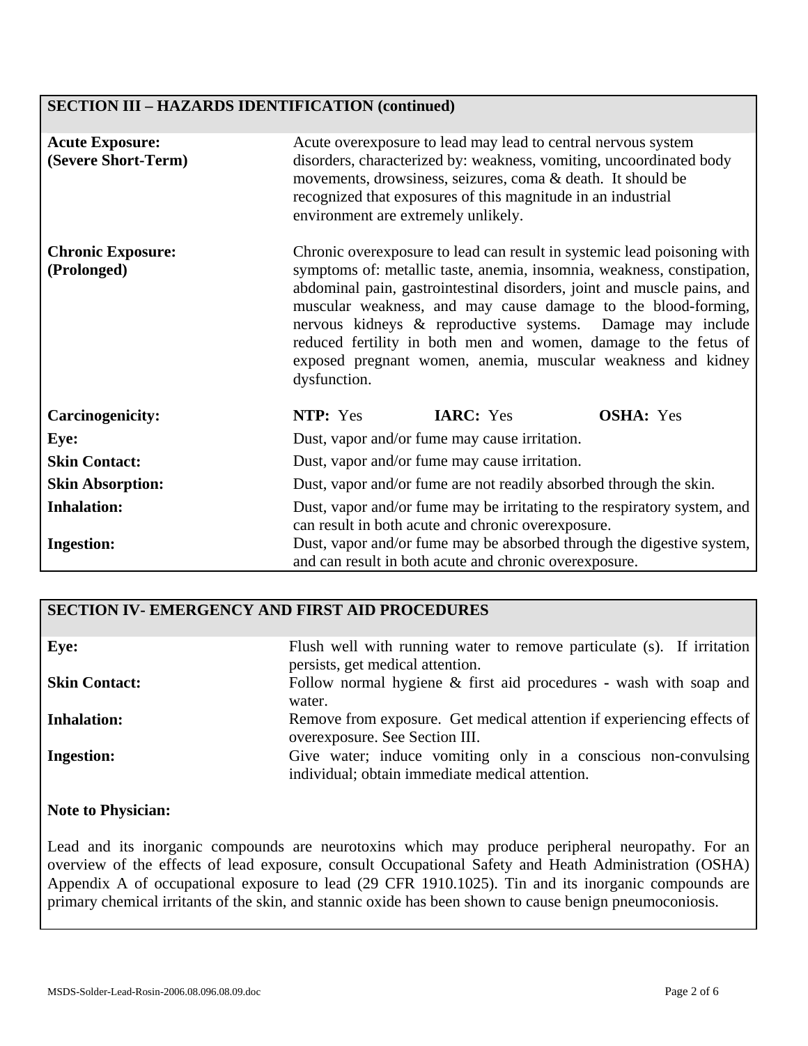## SECTION III – HAZARDS IDENTIFICATION (continued)

| | |
|---|---|
| **Acute Exposure: (Severe Short-Term)** | Acute overexposure to lead may lead to central nervous system disorders, characterized by: weakness, vomiting, uncoordinated body movements, drowsiness, seizures, coma & death. It should be recognized that exposures of this magnitude in an industrial environment are extremely unlikely. |
| **Chronic Exposure: (Prolonged)** | Chronic overexposure to lead can result in systemic lead poisoning with symptoms of: metallic taste, anemia, insomnia, weakness, constipation, abdominal pain, gastrointestinal disorders, joint and muscle pains, and muscular weakness, and may cause damage to the blood-forming, nervous kidneys & reproductive systems. Damage may include reduced fertility in both men and women, damage to the fetus of exposed pregnant women, anemia, muscular weakness and kidney dysfunction. |
| **Carcinogenicity:** | **NTP:** Yes **IARC:** Yes **OSHA:** Yes |
| **Eye:** | Dust, vapor and/or fume may cause irritation. |
| **Skin Contact:** | Dust, vapor and/or fume may cause irritation. |
| **Skin Absorption:** | Dust, vapor and/or fume are not readily absorbed through the skin. |
| **Inhalation:** | Dust, vapor and/or fume may be irritating to the respiratory system, and can result in both acute and chronic overexposure. |
| **Ingestion:** | Dust, vapor and/or fume may be absorbed through the digestive system, and can result in both acute and chronic overexposure. |

## SECTION IV- EMERGENCY AND FIRST AID PROCEDURES

| | |
|---|---|
| **Eye:** | Flush well with running water to remove particulate (s). If irritation persists, get medical attention. |
| **Skin Contact:** | Follow normal hygiene & first aid procedures - wash with soap and water. |
| **Inhalation:** | Remove from exposure. Get medical attention if experiencing effects of overexposure. See Section III. |
| **Ingestion:** | Give water; induce vomiting only in a conscious non-convulsing individual; obtain immediate medical attention. |

**Note to Physician:**

Lead and its inorganic compounds are neurotoxins which may produce peripheral neuropathy. For an overview of the effects of lead exposure, consult Occupational Safety and Heath Administration (OSHA) Appendix A of occupational exposure to lead (29 CFR 1910.1025). Tin and its inorganic compounds are primary chemical irritants of the skin, and stannic oxide has been shown to cause benign pneumoconiosis.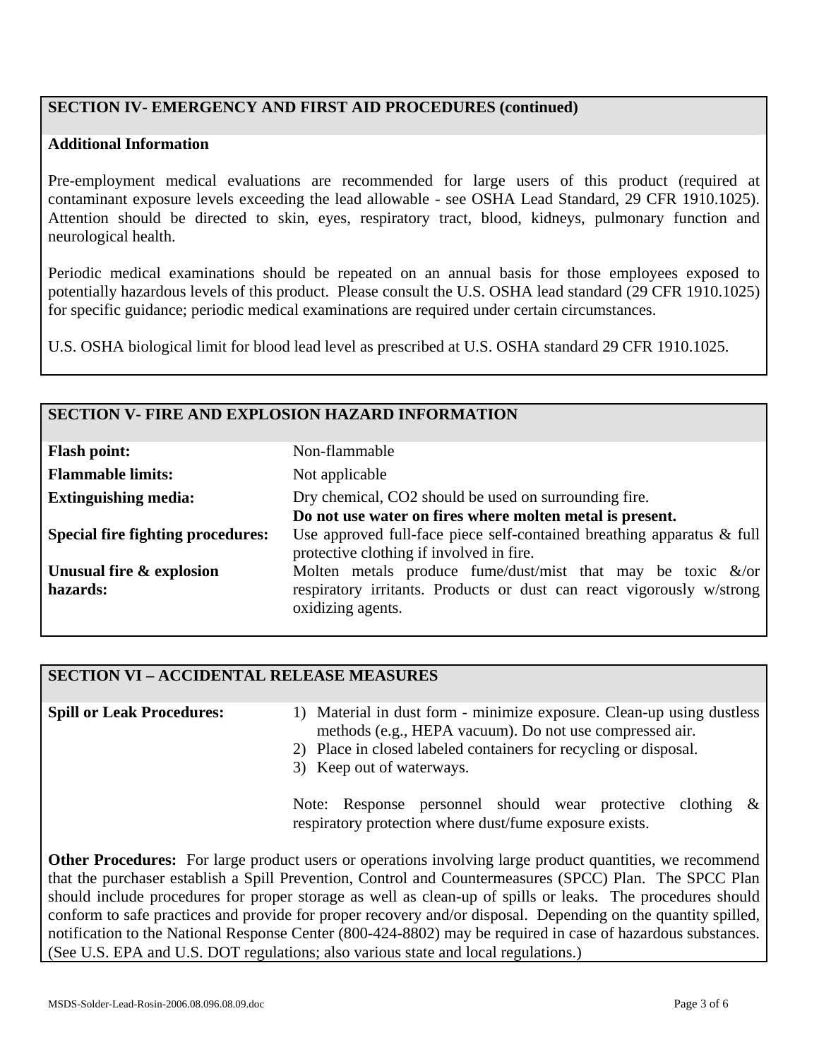## SECTION IV- EMERGENCY AND FIRST AID PROCEDURES (continued)

**Additional Information**

Pre-employment medical evaluations are recommended for large users of this product (required at contaminant exposure levels exceeding the lead allowable - see OSHA Lead Standard, 29 CFR 1910.1025). Attention should be directed to skin, eyes, respiratory tract, blood, kidneys, pulmonary function and neurological health.

Periodic medical examinations should be repeated on an annual basis for those employees exposed to potentially hazardous levels of this product. Please consult the U.S. OSHA lead standard (29 CFR 1910.1025) for specific guidance; periodic medical examinations are required under certain circumstances.

U.S. OSHA biological limit for blood lead level as prescribed at U.S. OSHA standard 29 CFR 1910.1025.

## SECTION V- FIRE AND EXPLOSION HAZARD INFORMATION

| | |
|---|---|
| **Flash point:** | Non-flammable |
| **Flammable limits:** | Not applicable |
| **Extinguishing media:** | Dry chemical, $CO_2$ should be used on surrounding fire. **Do not use water on fires where molten metal is present.** |
| **Special fire fighting procedures:** | Use approved full-face piece self-contained breathing apparatus & full protective clothing if involved in fire. |
| **Unusual fire & explosion hazards:** | Molten metals produce fume/dust/mist that may be toxic &/or respiratory irritants. Products or dust can react vigorously w/strong oxidizing agents. |

## SECTION VI – ACCIDENTAL RELEASE MEASURES

**Spill or Leak Procedures:**

1) Material in dust form - minimize exposure. Clean-up using dustless methods (e.g., HEPA vacuum). Do not use compressed air.
2) Place in closed labeled containers for recycling or disposal.
3) Keep out of waterways.

Note: Response personnel should wear protective clothing & respiratory protection where dust/fume exposure exists.

**Other Procedures:** For large product users or operations involving large product quantities, we recommend that the purchaser establish a Spill Prevention, Control and Countermeasures (SPCC) Plan. The SPCC Plan should include procedures for proper storage as well as clean-up of spills or leaks. The procedures should conform to safe practices and provide for proper recovery and/or disposal. Depending on the quantity spilled, notification to the National Response Center (800-424-8802) may be required in case of hazardous substances. (See U.S. EPA and U.S. DOT regulations; also various state and local regulations.)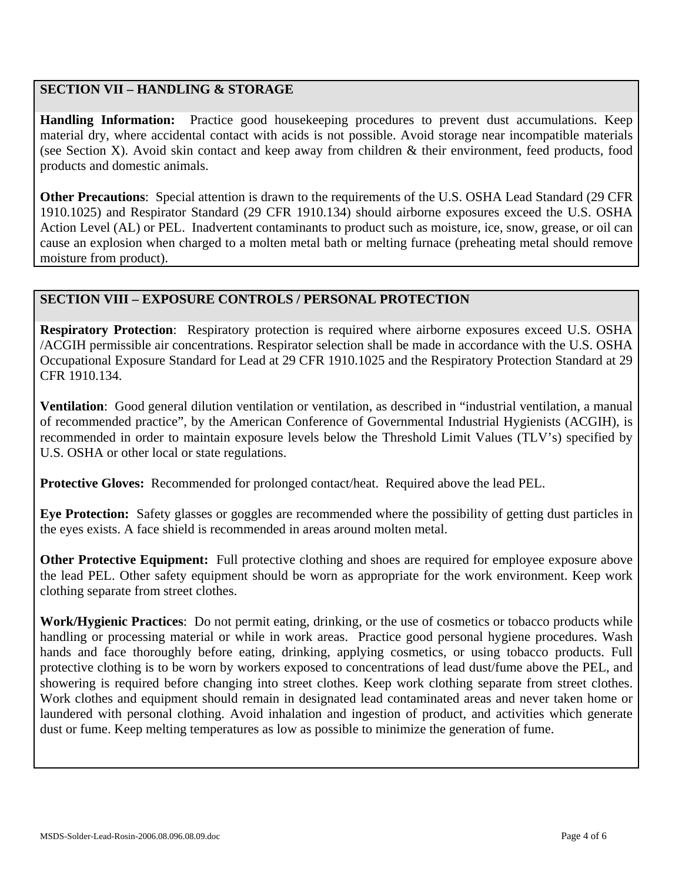## SECTION VII – HANDLING & STORAGE

**Handling Information:** Practice good housekeeping procedures to prevent dust accumulations. Keep material dry, where accidental contact with acids is not possible. Avoid storage near incompatible materials (see Section X). Avoid skin contact and keep away from children & their environment, feed products, food products and domestic animals.

**Other Precautions**: Special attention is drawn to the requirements of the U.S. OSHA Lead Standard (29 CFR 1910.1025) and Respirator Standard (29 CFR 1910.134) should airborne exposures exceed the U.S. OSHA Action Level (AL) or PEL. Inadvertent contaminants to product such as moisture, ice, snow, grease, or oil can cause an explosion when charged to a molten metal bath or melting furnace (preheating metal should remove moisture from product).

## SECTION VIII – EXPOSURE CONTROLS / PERSONAL PROTECTION

**Respiratory Protection**: Respiratory protection is required where airborne exposures exceed U.S. OSHA /ACGIH permissible air concentrations. Respirator selection shall be made in accordance with the U.S. OSHA Occupational Exposure Standard for Lead at 29 CFR 1910.1025 and the Respiratory Protection Standard at 29 CFR 1910.134.

**Ventilation**: Good general dilution ventilation or ventilation, as described in "industrial ventilation, a manual of recommended practice", by the American Conference of Governmental Industrial Hygienists (ACGIH), is recommended in order to maintain exposure levels below the Threshold Limit Values (TLV's) specified by U.S. OSHA or other local or state regulations.

**Protective Gloves:** Recommended for prolonged contact/heat. Required above the lead PEL.

**Eye Protection:** Safety glasses or goggles are recommended where the possibility of getting dust particles in the eyes exists. A face shield is recommended in areas around molten metal.

**Other Protective Equipment:** Full protective clothing and shoes are required for employee exposure above the lead PEL. Other safety equipment should be worn as appropriate for the work environment. Keep work clothing separate from street clothes.

**Work/Hygienic Practices**: Do not permit eating, drinking, or the use of cosmetics or tobacco products while handling or processing material or while in work areas. Practice good personal hygiene procedures. Wash hands and face thoroughly before eating, drinking, applying cosmetics, or using tobacco products. Full protective clothing is to be worn by workers exposed to concentrations of lead dust/fume above the PEL, and showering is required before changing into street clothes. Keep work clothing separate from street clothes. Work clothes and equipment should remain in designated lead contaminated areas and never taken home or laundered with personal clothing. Avoid inhalation and ingestion of product, and activities which generate dust or fume. Keep melting temperatures as low as possible to minimize the generation of fume.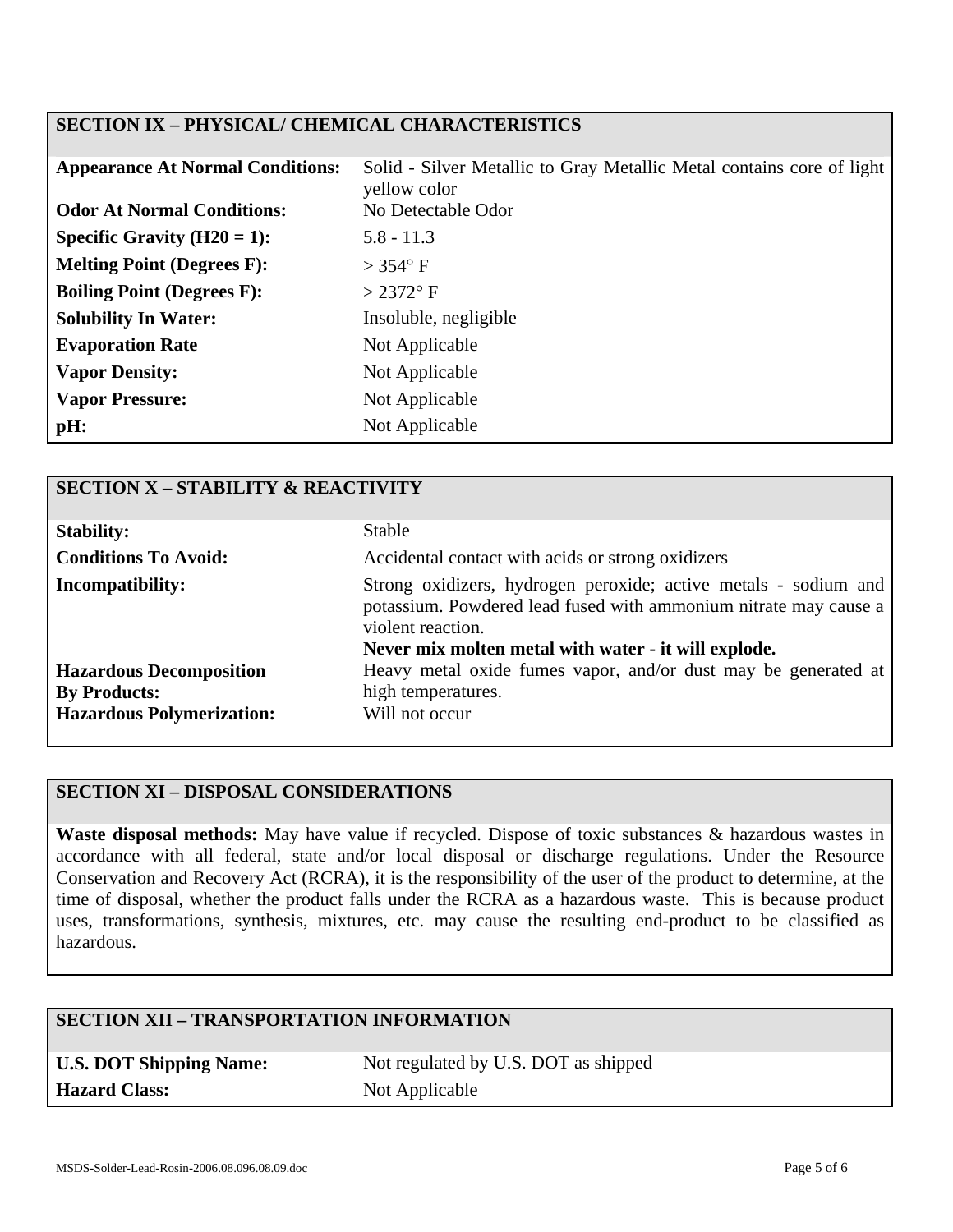## SECTION IX – PHYSICAL/ CHEMICAL CHARACTERISTICS

| | |
|---|---|
| **Appearance At Normal Conditions:** | Solid - Silver Metallic to Gray Metallic Metal contains core of light yellow color |
| **Odor At Normal Conditions:** | No Detectable Odor |
| **Specific Gravity (H20 = 1):** | 5.8 - 11.3 |
| **Melting Point (Degrees F):** | > 354° F |
| **Boiling Point (Degrees F):** | > 2372° F |
| **Solubility In Water:** | Insoluble, negligible |
| **Evaporation Rate** | Not Applicable |
| **Vapor Density:** | Not Applicable |
| **Vapor Pressure:** | Not Applicable |
| **pH:** | Not Applicable |

## SECTION X – STABILITY & REACTIVITY

| | |
|---|---|
| **Stability:** | Stable |
| **Conditions To Avoid:** | Accidental contact with acids or strong oxidizers |
| **Incompatibility:** | Strong oxidizers, hydrogen peroxide; active metals - sodium and potassium. Powdered lead fused with ammonium nitrate may cause a violent reaction. **Never mix molten metal with water - it will explode.** |
| **Hazardous Decomposition By Products:** | Heavy metal oxide fumes vapor, and/or dust may be generated at high temperatures. |
| **Hazardous Polymerization:** | Will not occur |

## SECTION XI – DISPOSAL CONSIDERATIONS

**Waste disposal methods:** May have value if recycled. Dispose of toxic substances & hazardous wastes in accordance with all federal, state and/or local disposal or discharge regulations. Under the Resource Conservation and Recovery Act (RCRA), it is the responsibility of the user of the product to determine, at the time of disposal, whether the product falls under the RCRA as a hazardous waste. This is because product uses, transformations, synthesis, mixtures, etc. may cause the resulting end-product to be classified as hazardous.

## SECTION XII – TRANSPORTATION INFORMATION

| | |
|---|---|
| **U.S. DOT Shipping Name:** | Not regulated by U.S. DOT as shipped |
| **Hazard Class:** | Not Applicable |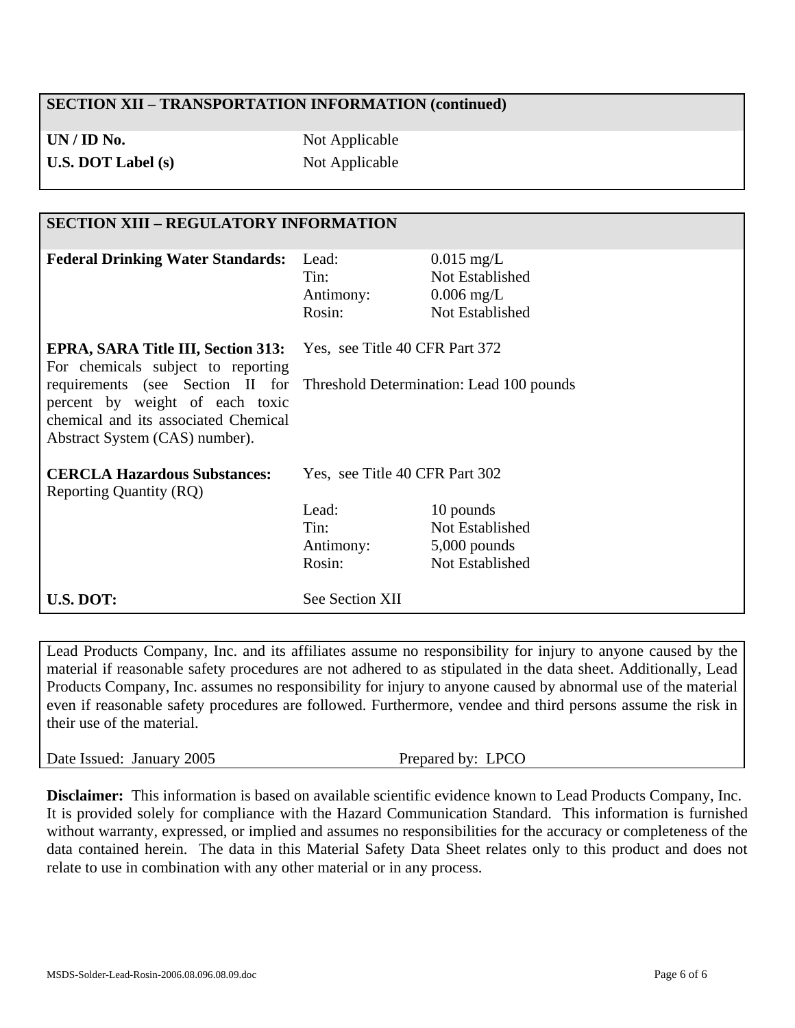## SECTION XII – TRANSPORTATION INFORMATION (continued)

| | |
|---|---|
| **UN / ID No.** | Not Applicable |
| **U.S. DOT Label (s)** | Not Applicable |

## SECTION XIII – REGULATORY INFORMATION

| | | |
|---|---|---|
| **Federal Drinking Water Standards:** | Lead: | 0.015 mg/L |
| | Tin: | Not Established |
| | Antimony: | 0.006 mg/L |
| | Rosin: | Not Established |

**EPRA, SARA Title III, Section 313:** For chemicals subject to reporting requirements (see Section II for percent by weight of each toxic chemical and its associated Chemical Abstract System (CAS) number).

Yes, see Title 40 CFR Part 372

Threshold Determination: Lead 100 pounds

**CERCLA Hazardous Substances:** Reporting Quantity (RQ)

Yes, see Title 40 CFR Part 302

| | |
|---|---|
| Lead: | 10 pounds |
| Tin: | Not Established |
| Antimony: | 5,000 pounds |
| Rosin: | Not Established |

**U.S. DOT:** See Section XII

Lead Products Company, Inc. and its affiliates assume no responsibility for injury to anyone caused by the material if reasonable safety procedures are not adhered to as stipulated in the data sheet. Additionally, Lead Products Company, Inc. assumes no responsibility for injury to anyone caused by abnormal use of the material even if reasonable safety procedures are followed. Furthermore, vendee and third persons assume the risk in their use of the material.

Date Issued: January 2005 Prepared by: LPCO

**Disclaimer:** This information is based on available scientific evidence known to Lead Products Company, Inc. It is provided solely for compliance with the Hazard Communication Standard. This information is furnished without warranty, expressed, or implied and assumes no responsibilities for the accuracy or completeness of the data contained herein. The data in this Material Safety Data Sheet relates only to this product and does not relate to use in combination with any other material or in any process.